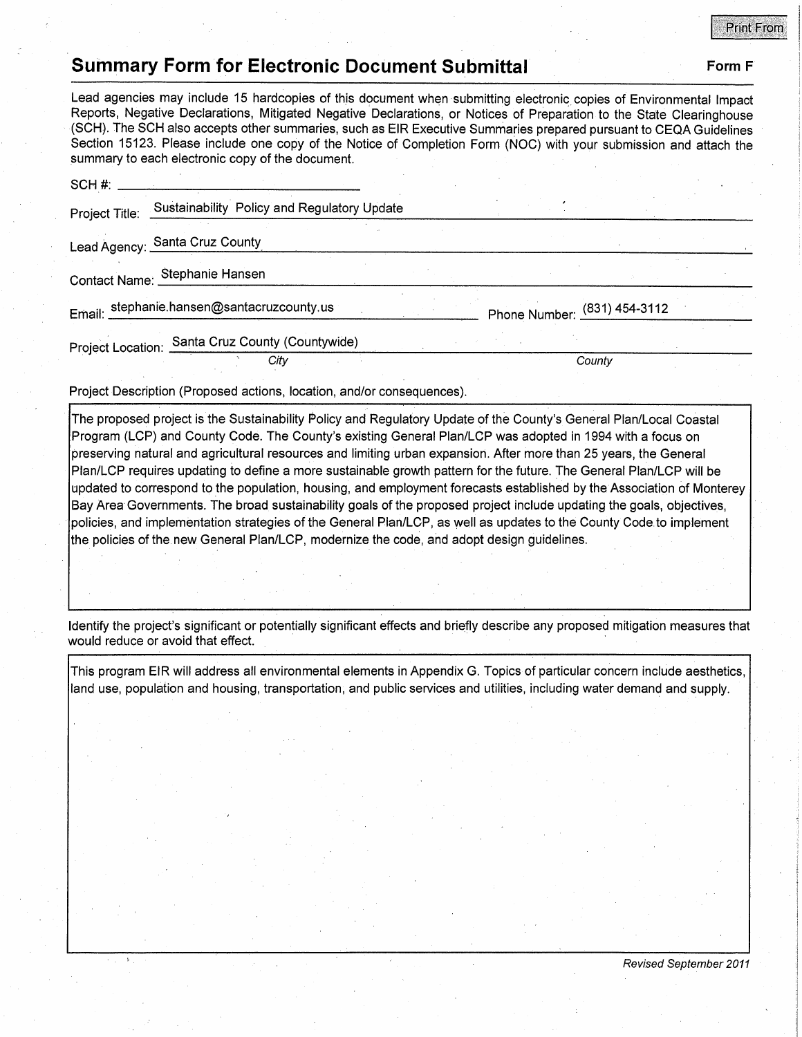Print From

# Summary Form for Electronic Document Submittal

**Form F**

Lead agencies may include 15 hardcopies of this document when submitting electronic copies of Environmental Impact Reports, Negative Declarations, Mitigated Negative Declarations, or Notices of Preparation to the State Clearinghouse (SCH). The SCH also accepts other summaries, such as EIR Executive Summaries prepared pursuant to CEQA Guidelines Section 15123. Please include one copy of the Notice of Completion Form (NOC) with your submission and attach the summary to each electronic copy of the document.

SCH #: ______________________

Project Title: Sustainability Policy and Regulatory Update

Lead Agency: Santa Cruz County

Contact Name: Stephanie Hansen

Email: stephanie.hansen@santacruzcounty.us    Phone Number: (831) 454-3112

Project Location: Santa Cruz County (Countywide)

*City*    *County*

Project Description (Proposed actions, location, and/or consequences).

The proposed project is the Sustainability Policy and Regulatory Update of the County's General Plan/Local Coastal Program (LCP) and County Code. The County's existing General Plan/LCP was adopted in 1994 with a focus on preserving natural and agricultural resources and limiting urban expansion. After more than 25 years, the General Plan/LCP requires updating to define a more sustainable growth pattern for the future. The General Plan/LCP will be updated to correspond to the population, housing, and employment forecasts established by the Association of Monterey Bay Area Governments. The broad sustainability goals of the proposed project include updating the goals, objectives, policies, and implementation strategies of the General Plan/LCP, as well as updates to the County Code to implement the policies of the new General Plan/LCP, modernize the code, and adopt design guidelines.

Identify the project's significant or potentially significant effects and briefly describe any proposed mitigation measures that would reduce or avoid that effect.

This program EIR will address all environmental elements in Appendix G. Topics of particular concern include aesthetics, land use, population and housing, transportation, and public services and utilities, including water demand and supply.

*Revised September 2011*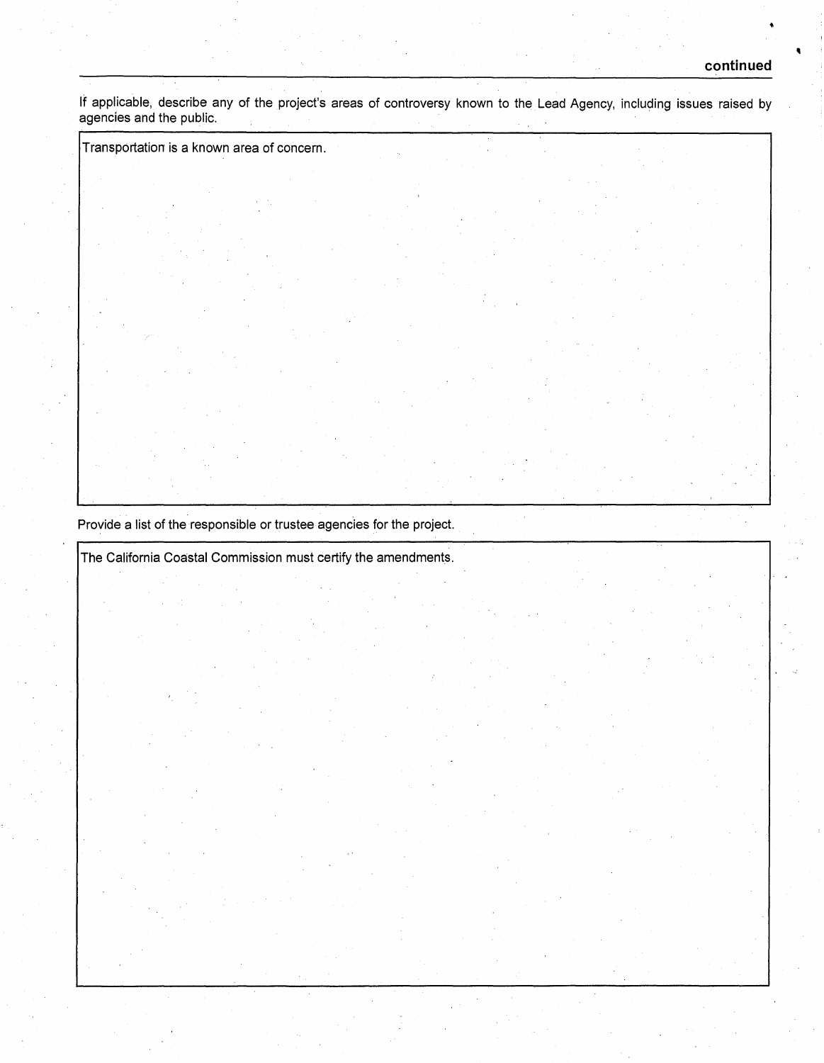**continued**

If applicable, describe any of the project's areas of controversy known to the Lead Agency, including issues raised by agencies and the public.

Transportation is a known area of concern.

Provide a list of the responsible or trustee agencies for the project.

The California Coastal Commission must certify the amendments.